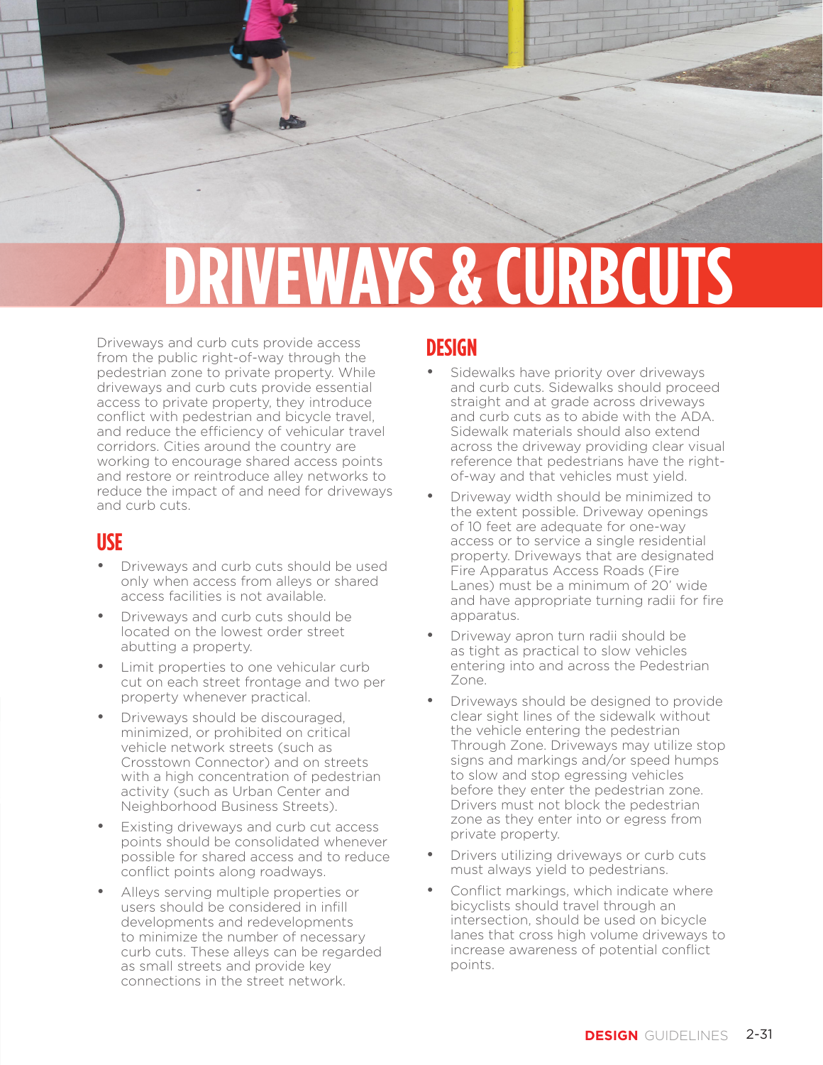# DRIVEWAYS & CURBCUTS

Driveways and curb cuts provide access from the public right-of-way through the pedestrian zone to private property. While driveways and curb cuts provide essential access to private property, they introduce conflict with pedestrian and bicycle travel, and reduce the efficiency of vehicular travel corridors. Cities around the country are working to encourage shared access points and restore or reintroduce alley networks to reduce the impact of and need for driveways and curb cuts.

## USE

- Driveways and curb cuts should be used only when access from alleys or shared access facilities is not available.
- Driveways and curb cuts should be located on the lowest order street abutting a property.
- Limit properties to one vehicular curb cut on each street frontage and two per property whenever practical.
- Driveways should be discouraged, minimized, or prohibited on critical vehicle network streets (such as Crosstown Connector) and on streets with a high concentration of pedestrian activity (such as Urban Center and Neighborhood Business Streets).
- Existing driveways and curb cut access points should be consolidated whenever possible for shared access and to reduce conflict points along roadways.
- Alleys serving multiple properties or users should be considered in infill developments and redevelopments to minimize the number of necessary curb cuts. These alleys can be regarded as small streets and provide key connections in the street network.

## DESIGN

- Sidewalks have priority over driveways and curb cuts. Sidewalks should proceed straight and at grade across driveways and curb cuts as to abide with the ADA. Sidewalk materials should also extend across the driveway providing clear visual reference that pedestrians have the right-of-way and that vehicles must yield.
- Driveway width should be minimized to the extent possible. Driveway openings of 10 feet are adequate for one-way access or to service a single residential property. Driveways that are designated Fire Apparatus Access Roads (Fire Lanes) must be a minimum of 20' wide and have appropriate turning radii for fire apparatus.
- Driveway apron turn radii should be as tight as practical to slow vehicles entering into and across the Pedestrian Zone.
- Driveways should be designed to provide clear sight lines of the sidewalk without the vehicle entering the pedestrian Through Zone. Driveways may utilize stop signs and markings and/or speed humps to slow and stop egressing vehicles before they enter the pedestrian zone. Drivers must not block the pedestrian zone as they enter into or egress from private property.
- Drivers utilizing driveways or curb cuts must always yield to pedestrians.
- Conflict markings, which indicate where bicyclists should travel through an intersection, should be used on bicycle lanes that cross high volume driveways to increase awareness of potential conflict points.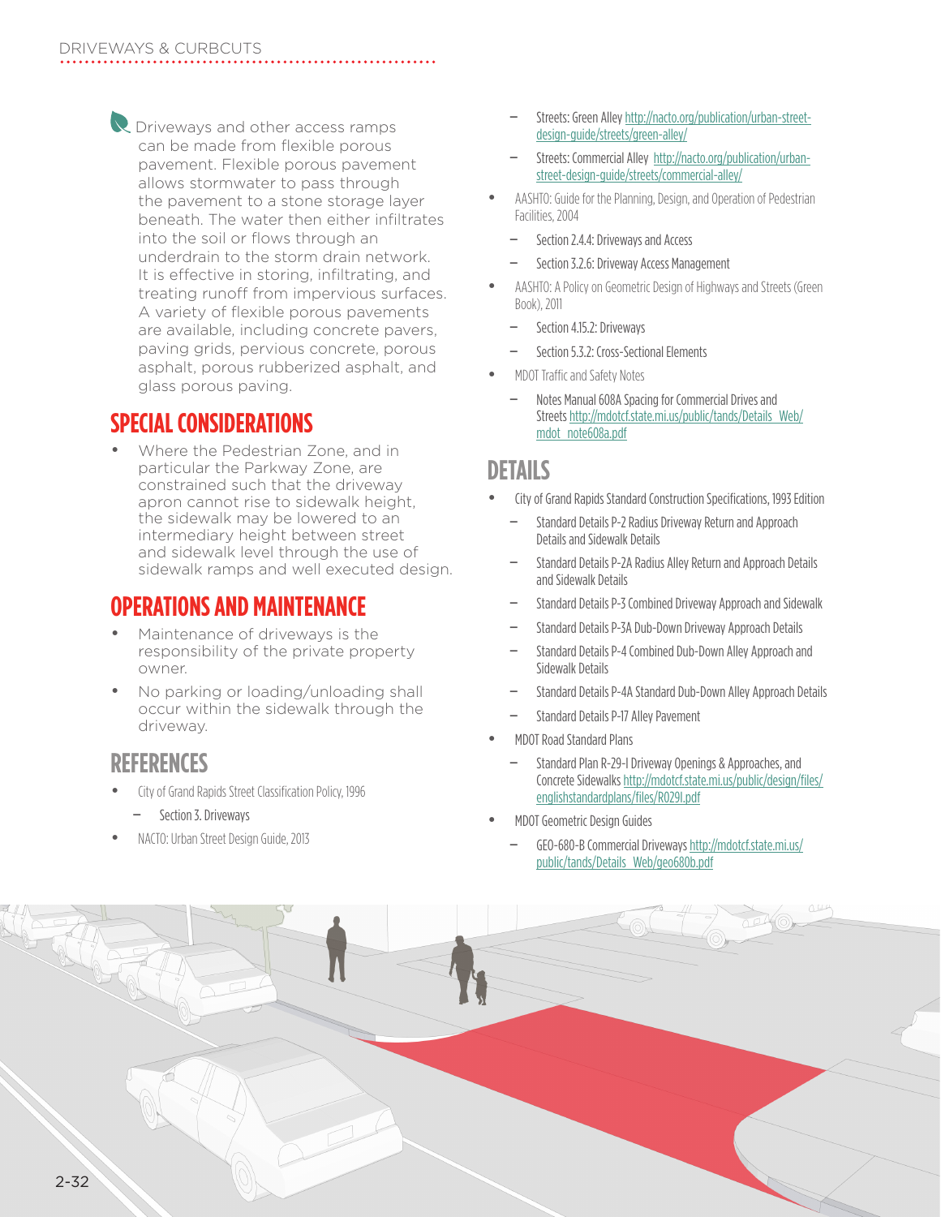Driveways and other access ramps can be made from flexible porous pavement. Flexible porous pavement allows stormwater to pass through the pavement to a stone storage layer beneath. The water then either infiltrates into the soil or flows through an underdrain to the storm drain network. It is effective in storing, infiltrating, and treating runoff from impervious surfaces. A variety of flexible porous pavements are available, including concrete pavers, paving grids, pervious concrete, porous asphalt, porous rubberized asphalt, and glass porous paving.

## SPECIAL CONSIDERATIONS

- Where the Pedestrian Zone, and in particular the Parkway Zone, are constrained such that the driveway apron cannot rise to sidewalk height, the sidewalk may be lowered to an intermediary height between street and sidewalk level through the use of sidewalk ramps and well executed design.

## OPERATIONS AND MAINTENANCE

- Maintenance of driveways is the responsibility of the private property owner.
- No parking or loading/unloading shall occur within the sidewalk through the driveway.

## REFERENCES

- City of Grand Rapids Street Classification Policy, 1996
  - Section 3. Driveways
- NACTO: Urban Street Design Guide, 2013
  - Streets: Green Alley http://nacto.org/publication/urban-street-design-guide/streets/green-alley/
  - Streets: Commercial Alley http://nacto.org/publication/urban-street-design-guide/streets/commercial-alley/
- AASHTO: Guide for the Planning, Design, and Operation of Pedestrian Facilities, 2004
  - Section 2.4.4: Driveways and Access
  - Section 3.2.6: Driveway Access Management
- AASHTO: A Policy on Geometric Design of Highways and Streets (Green Book), 2011
  - Section 4.15.2: Driveways
  - Section 5.3.2: Cross-Sectional Elements
- MDOT Traffic and Safety Notes
  - Notes Manual 608A Spacing for Commercial Drives and Streets http://mdotcf.state.mi.us/public/tands/Details_Web/mdot_note608a.pdf

## DETAILS

- City of Grand Rapids Standard Construction Specifications, 1993 Edition
  - Standard Details P-2 Radius Driveway Return and Approach Details and Sidewalk Details
  - Standard Details P-2A Radius Alley Return and Approach Details and Sidewalk Details
  - Standard Details P-3 Combined Driveway Approach and Sidewalk
  - Standard Details P-3A Dub-Down Driveway Approach Details
  - Standard Details P-4 Combined Dub-Down Alley Approach and Sidewalk Details
  - Standard Details P-4A Standard Dub-Down Alley Approach Details
  - Standard Details P-17 Alley Pavement
- MDOT Road Standard Plans
  - Standard Plan R-29-I Driveway Openings & Approaches, and Concrete Sidewalks http://mdotcf.state.mi.us/public/design/files/englishstandardplans/files/R029I.pdf
- MDOT Geometric Design Guides
  - GEO-680-B Commercial Driveways http://mdotcf.state.mi.us/public/tands/Details_Web/geo680b.pdf